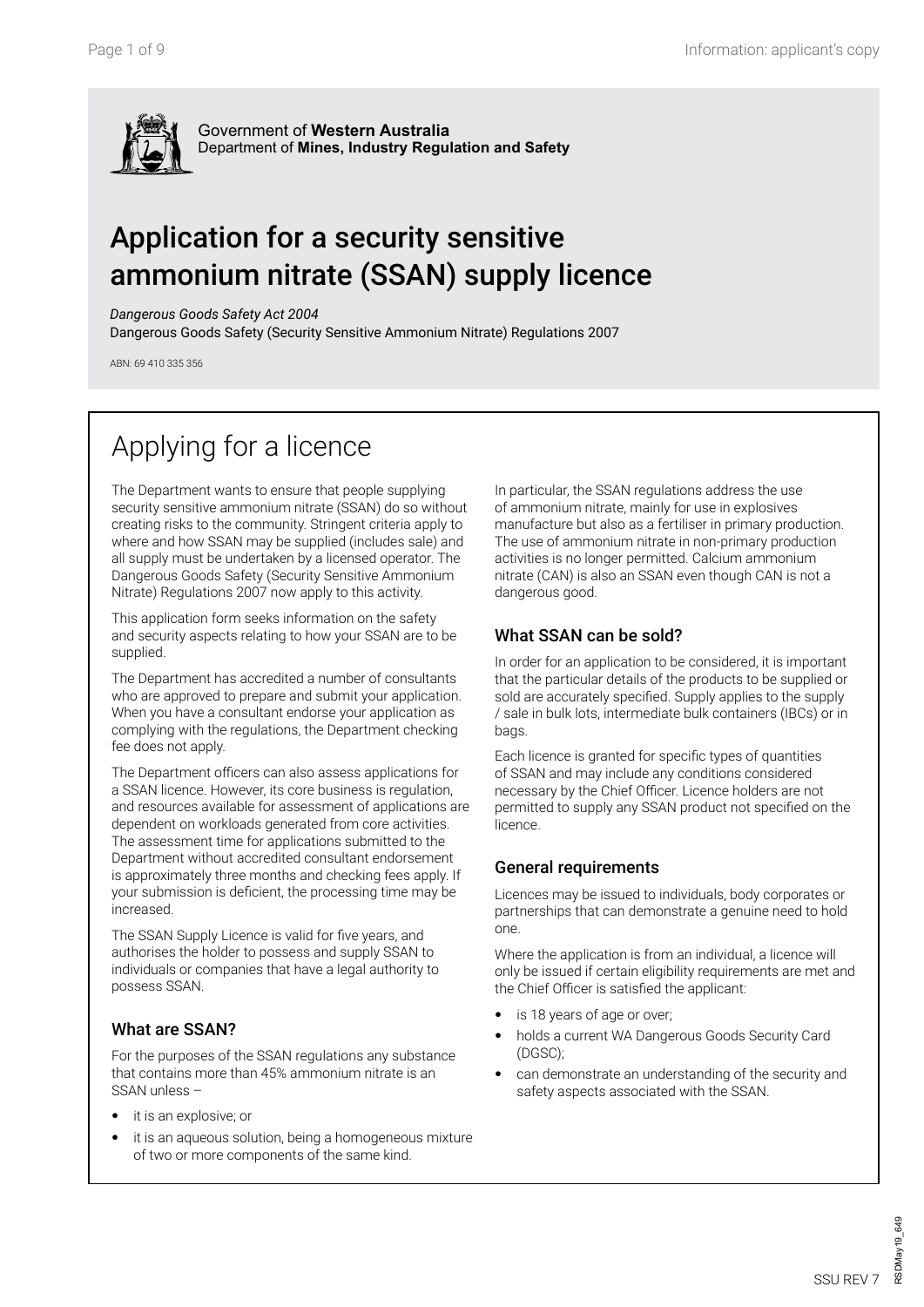Government of **Western Australia**
Department of **Mines, Industry Regulation and Safety**

# Application for a security sensitive ammonium nitrate (SSAN) supply licence

*Dangerous Goods Safety Act 2004*
Dangerous Goods Safety (Security Sensitive Ammonium Nitrate) Regulations 2007

ABN: 69 410 335 356

## Applying for a licence

The Department wants to ensure that people supplying security sensitive ammonium nitrate (SSAN) do so without creating risks to the community. Stringent criteria apply to where and how SSAN may be supplied (includes sale) and all supply must be undertaken by a licensed operator. The Dangerous Goods Safety (Security Sensitive Ammonium Nitrate) Regulations 2007 now apply to this activity.

This application form seeks information on the safety and security aspects relating to how your SSAN are to be supplied.

The Department has accredited a number of consultants who are approved to prepare and submit your application. When you have a consultant endorse your application as complying with the regulations, the Department checking fee does not apply.

The Department officers can also assess applications for a SSAN licence. However, its core business is regulation, and resources available for assessment of applications are dependent on workloads generated from core activities. The assessment time for applications submitted to the Department without accredited consultant endorsement is approximately three months and checking fees apply. If your submission is deficient, the processing time may be increased.

The SSAN Supply Licence is valid for five years, and authorises the holder to possess and supply SSAN to individuals or companies that have a legal authority to possess SSAN.

### What are SSAN?

For the purposes of the SSAN regulations any substance that contains more than 45% ammonium nitrate is an SSAN unless –

- it is an explosive; or
- it is an aqueous solution, being a homogeneous mixture of two or more components of the same kind.

In particular, the SSAN regulations address the use of ammonium nitrate, mainly for use in explosives manufacture but also as a fertiliser in primary production. The use of ammonium nitrate in non-primary production activities is no longer permitted. Calcium ammonium nitrate (CAN) is also an SSAN even though CAN is not a dangerous good.

### What SSAN can be sold?

In order for an application to be considered, it is important that the particular details of the products to be supplied or sold are accurately specified. Supply applies to the supply / sale in bulk lots, intermediate bulk containers (IBCs) or in bags.

Each licence is granted for specific types of quantities of SSAN and may include any conditions considered necessary by the Chief Officer. Licence holders are not permitted to supply any SSAN product not specified on the licence.

### General requirements

Licences may be issued to individuals, body corporates or partnerships that can demonstrate a genuine need to hold one.

Where the application is from an individual, a licence will only be issued if certain eligibility requirements are met and the Chief Officer is satisfied the applicant:

- is 18 years of age or over;
- holds a current WA Dangerous Goods Security Card (DGSC);
- can demonstrate an understanding of the security and safety aspects associated with the SSAN.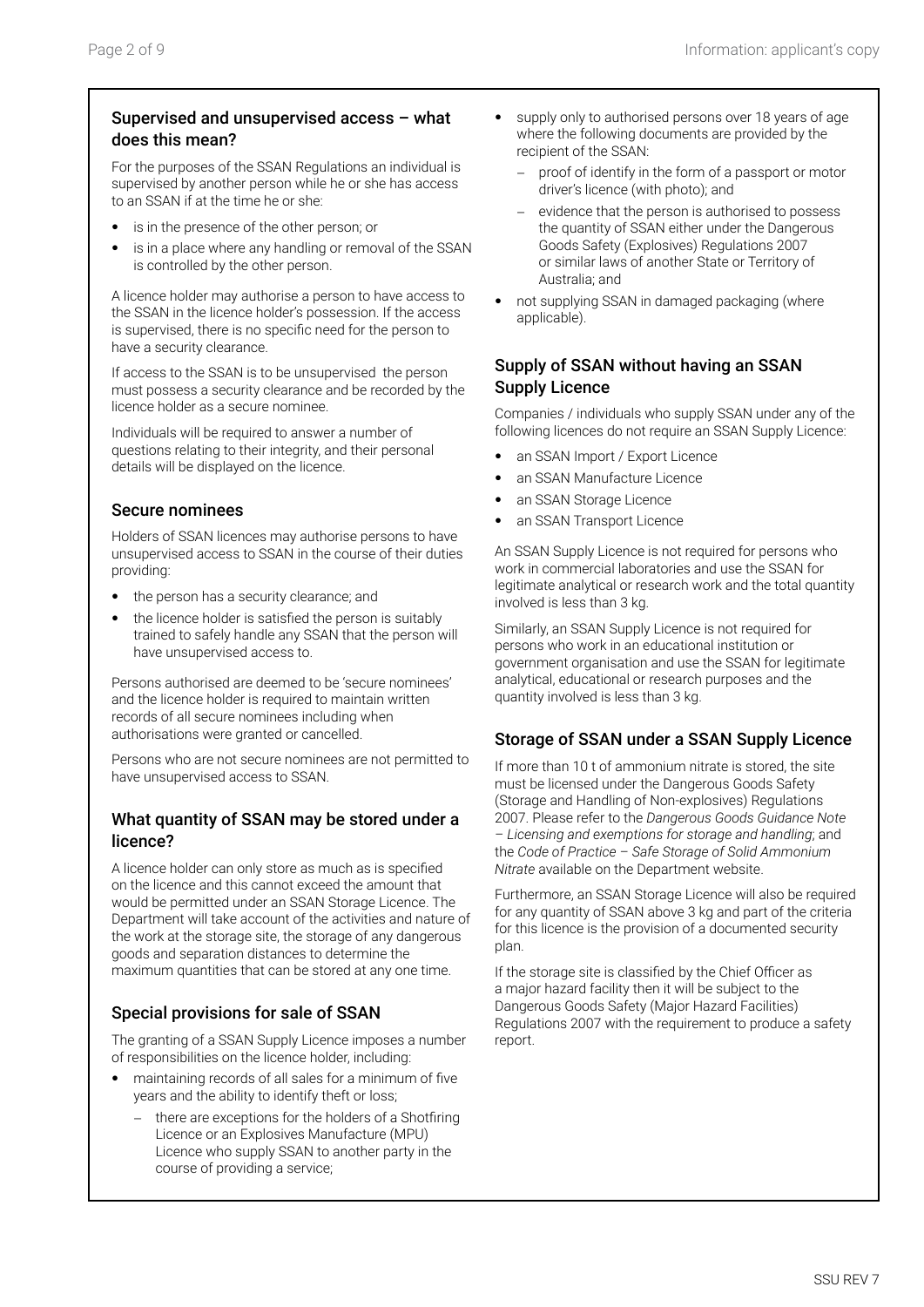## Supervised and unsupervised access – what does this mean?

For the purposes of the SSAN Regulations an individual is supervised by another person while he or she has access to an SSAN if at the time he or she:

- is in the presence of the other person; or
- is in a place where any handling or removal of the SSAN is controlled by the other person.

A licence holder may authorise a person to have access to the SSAN in the licence holder's possession. If the access is supervised, there is no specific need for the person to have a security clearance.

If access to the SSAN is to be unsupervised the person must possess a security clearance and be recorded by the licence holder as a secure nominee.

Individuals will be required to answer a number of questions relating to their integrity, and their personal details will be displayed on the licence.

## Secure nominees

Holders of SSAN licences may authorise persons to have unsupervised access to SSAN in the course of their duties providing:

- the person has a security clearance; and
- the licence holder is satisfied the person is suitably trained to safely handle any SSAN that the person will have unsupervised access to.

Persons authorised are deemed to be 'secure nominees' and the licence holder is required to maintain written records of all secure nominees including when authorisations were granted or cancelled.

Persons who are not secure nominees are not permitted to have unsupervised access to SSAN.

## What quantity of SSAN may be stored under a licence?

A licence holder can only store as much as is specified on the licence and this cannot exceed the amount that would be permitted under an SSAN Storage Licence. The Department will take account of the activities and nature of the work at the storage site, the storage of any dangerous goods and separation distances to determine the maximum quantities that can be stored at any one time.

## Special provisions for sale of SSAN

The granting of a SSAN Supply Licence imposes a number of responsibilities on the licence holder, including:

- maintaining records of all sales for a minimum of five years and the ability to identify theft or loss;
  - there are exceptions for the holders of a Shotfiring Licence or an Explosives Manufacture (MPU) Licence who supply SSAN to another party in the course of providing a service;
- supply only to authorised persons over 18 years of age where the following documents are provided by the recipient of the SSAN:
  - proof of identify in the form of a passport or motor driver's licence (with photo); and
  - evidence that the person is authorised to possess the quantity of SSAN either under the Dangerous Goods Safety (Explosives) Regulations 2007 or similar laws of another State or Territory of Australia; and
- not supplying SSAN in damaged packaging (where applicable).

## Supply of SSAN without having an SSAN Supply Licence

Companies / individuals who supply SSAN under any of the following licences do not require an SSAN Supply Licence:

- an SSAN Import / Export Licence
- an SSAN Manufacture Licence
- an SSAN Storage Licence
- an SSAN Transport Licence

An SSAN Supply Licence is not required for persons who work in commercial laboratories and use the SSAN for legitimate analytical or research work and the total quantity involved is less than 3 kg.

Similarly, an SSAN Supply Licence is not required for persons who work in an educational institution or government organisation and use the SSAN for legitimate analytical, educational or research purposes and the quantity involved is less than 3 kg.

## Storage of SSAN under a SSAN Supply Licence

If more than 10 t of ammonium nitrate is stored, the site must be licensed under the Dangerous Goods Safety (Storage and Handling of Non-explosives) Regulations 2007. Please refer to the *Dangerous Goods Guidance Note – Licensing and exemptions for storage and handling*; and the *Code of Practice – Safe Storage of Solid Ammonium Nitrate* available on the Department website.

Furthermore, an SSAN Storage Licence will also be required for any quantity of SSAN above 3 kg and part of the criteria for this licence is the provision of a documented security plan.

If the storage site is classified by the Chief Officer as a major hazard facility then it will be subject to the Dangerous Goods Safety (Major Hazard Facilities) Regulations 2007 with the requirement to produce a safety report.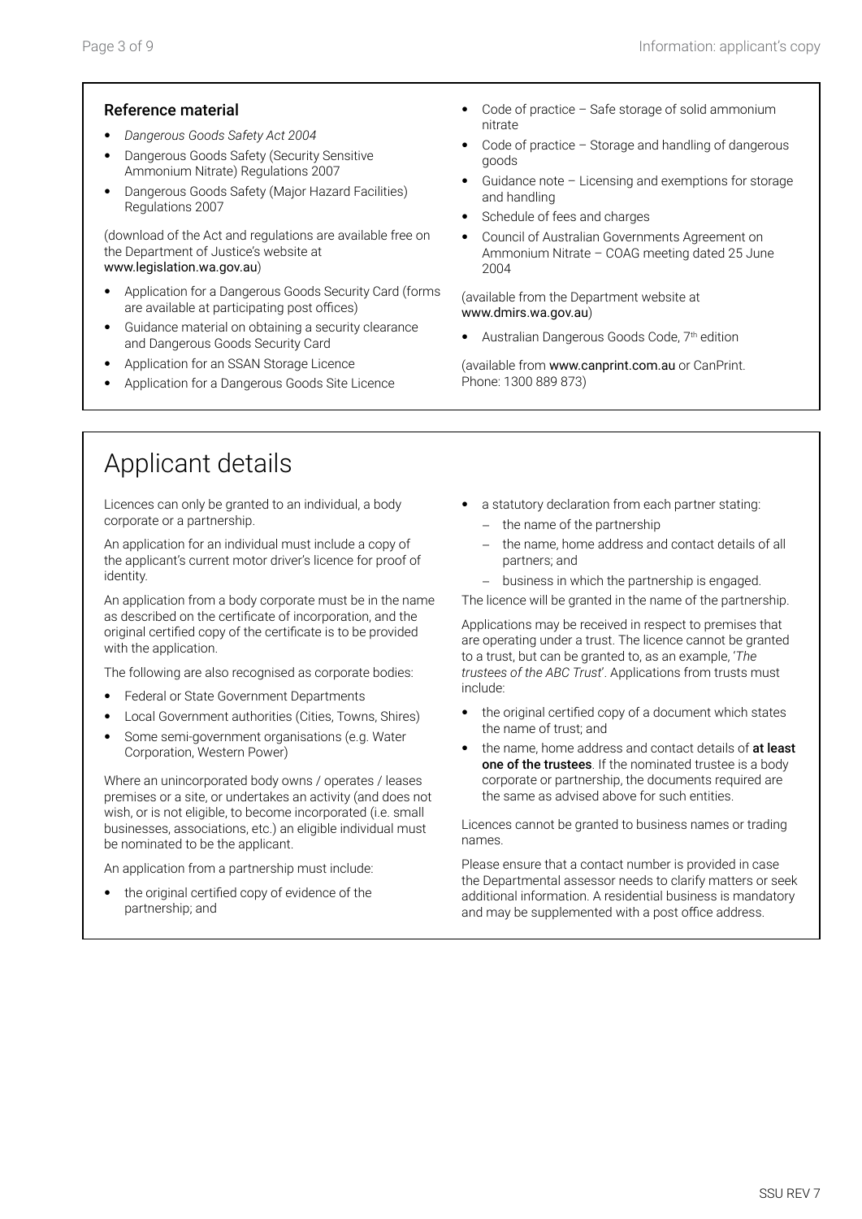## Reference material

- *Dangerous Goods Safety Act 2004*
- Dangerous Goods Safety (Security Sensitive Ammonium Nitrate) Regulations 2007
- Dangerous Goods Safety (Major Hazard Facilities) Regulations 2007

(download of the Act and regulations are available free on the Department of Justice's website at www.legislation.wa.gov.au)

- Application for a Dangerous Goods Security Card (forms are available at participating post offices)
- Guidance material on obtaining a security clearance and Dangerous Goods Security Card
- Application for an SSAN Storage Licence
- Application for a Dangerous Goods Site Licence
- Code of practice – Safe storage of solid ammonium nitrate
- Code of practice – Storage and handling of dangerous goods
- Guidance note – Licensing and exemptions for storage and handling
- Schedule of fees and charges
- Council of Australian Governments Agreement on Ammonium Nitrate – COAG meeting dated 25 June 2004

(available from the Department website at www.dmirs.wa.gov.au)

- Australian Dangerous Goods Code, 7th edition

(available from www.canprint.com.au or CanPrint. Phone: 1300 889 873)

# Applicant details

Licences can only be granted to an individual, a body corporate or a partnership.

An application for an individual must include a copy of the applicant's current motor driver's licence for proof of identity.

An application from a body corporate must be in the name as described on the certificate of incorporation, and the original certified copy of the certificate is to be provided with the application.

The following are also recognised as corporate bodies:

- Federal or State Government Departments
- Local Government authorities (Cities, Towns, Shires)
- Some semi-government organisations (e.g. Water Corporation, Western Power)

Where an unincorporated body owns / operates / leases premises or a site, or undertakes an activity (and does not wish, or is not eligible, to become incorporated (i.e. small businesses, associations, etc.) an eligible individual must be nominated to be the applicant.

An application from a partnership must include:

- the original certified copy of evidence of the partnership; and
- a statutory declaration from each partner stating:
  - the name of the partnership
  - the name, home address and contact details of all partners; and
  - business in which the partnership is engaged.

The licence will be granted in the name of the partnership.

Applications may be received in respect to premises that are operating under a trust. The licence cannot be granted to a trust, but can be granted to, as an example, '*The trustees of the ABC Trust*'. Applications from trusts must include:

- the original certified copy of a document which states the name of trust; and
- the name, home address and contact details of **at least one of the trustees**. If the nominated trustee is a body corporate or partnership, the documents required are the same as advised above for such entities.

Licences cannot be granted to business names or trading names.

Please ensure that a contact number is provided in case the Departmental assessor needs to clarify matters or seek additional information. A residential business is mandatory and may be supplemented with a post office address.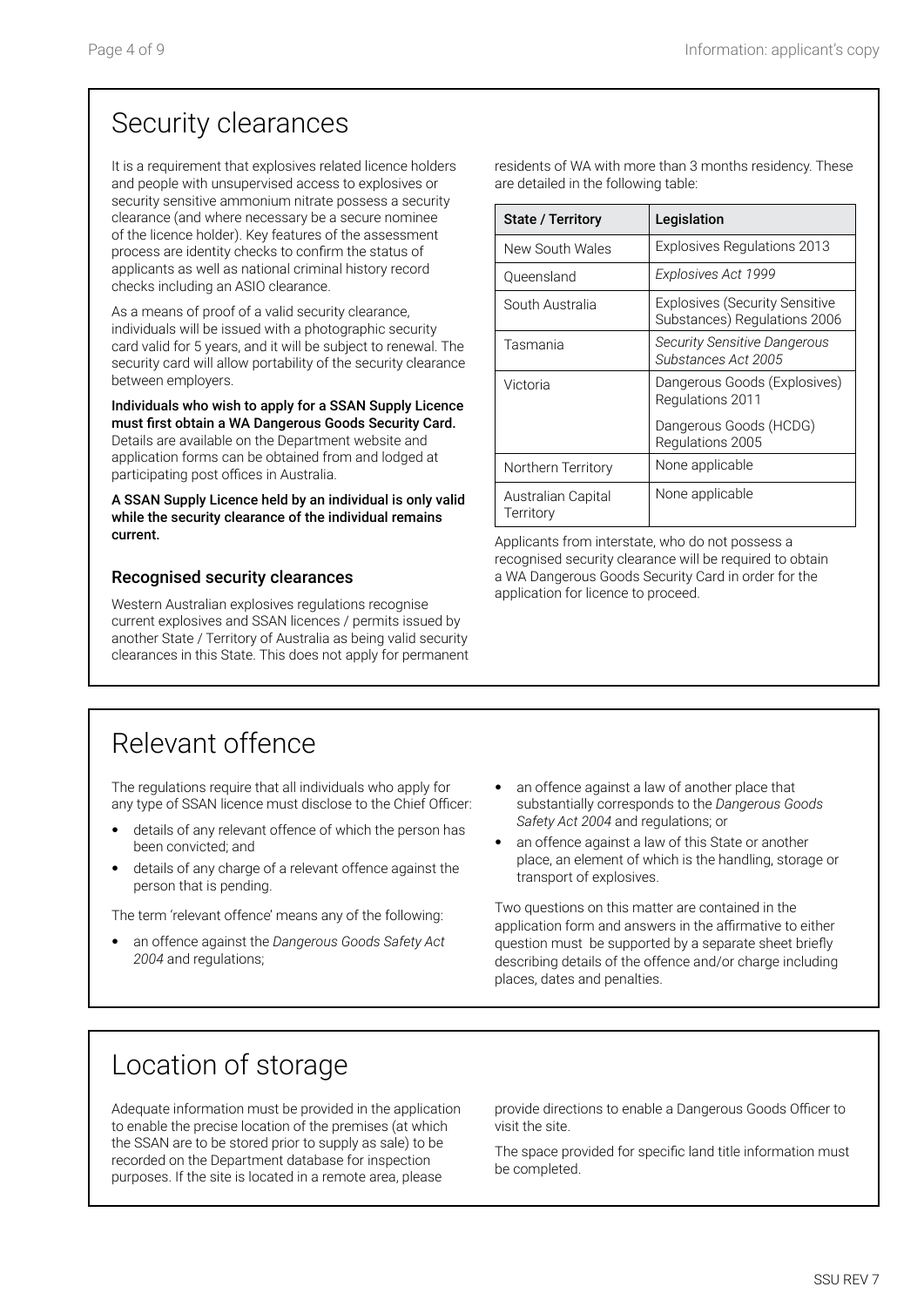## Security clearances

It is a requirement that explosives related licence holders and people with unsupervised access to explosives or security sensitive ammonium nitrate possess a security clearance (and where necessary be a secure nominee of the licence holder). Key features of the assessment process are identity checks to confirm the status of applicants as well as national criminal history record checks including an ASIO clearance.

As a means of proof of a valid security clearance, individuals will be issued with a photographic security card valid for 5 years, and it will be subject to renewal. The security card will allow portability of the security clearance between employers.

**Individuals who wish to apply for a SSAN Supply Licence must first obtain a WA Dangerous Goods Security Card.** Details are available on the Department website and application forms can be obtained from and lodged at participating post offices in Australia.

**A SSAN Supply Licence held by an individual is only valid while the security clearance of the individual remains current.**

### Recognised security clearances

Western Australian explosives regulations recognise current explosives and SSAN licences / permits issued by another State / Territory of Australia as being valid security clearances in this State. This does not apply for permanent residents of WA with more than 3 months residency. These are detailed in the following table:

| State / Territory | Legislation |
|---|---|
| New South Wales | Explosives Regulations 2013 |
| Queensland | *Explosives Act 1999* |
| South Australia | Explosives (Security Sensitive Substances) Regulations 2006 |
| Tasmania | *Security Sensitive Dangerous Substances Act 2005* |
| Victoria | Dangerous Goods (Explosives) Regulations 2011<br>Dangerous Goods (HCDG) Regulations 2005 |
| Northern Territory | None applicable |
| Australian Capital Territory | None applicable |

Applicants from interstate, who do not possess a recognised security clearance will be required to obtain a WA Dangerous Goods Security Card in order for the application for licence to proceed.

## Relevant offence

The regulations require that all individuals who apply for any type of SSAN licence must disclose to the Chief Officer:

- details of any relevant offence of which the person has been convicted; and
- details of any charge of a relevant offence against the person that is pending.

The term 'relevant offence' means any of the following:

- an offence against the *Dangerous Goods Safety Act 2004* and regulations;
- an offence against a law of another place that substantially corresponds to the *Dangerous Goods Safety Act 2004* and regulations; or
- an offence against a law of this State or another place, an element of which is the handling, storage or transport of explosives.

Two questions on this matter are contained in the application form and answers in the affirmative to either question must be supported by a separate sheet briefly describing details of the offence and/or charge including places, dates and penalties.

## Location of storage

Adequate information must be provided in the application to enable the precise location of the premises (at which the SSAN are to be stored prior to supply as sale) to be recorded on the Department database for inspection purposes. If the site is located in a remote area, please provide directions to enable a Dangerous Goods Officer to visit the site.

The space provided for specific land title information must be completed.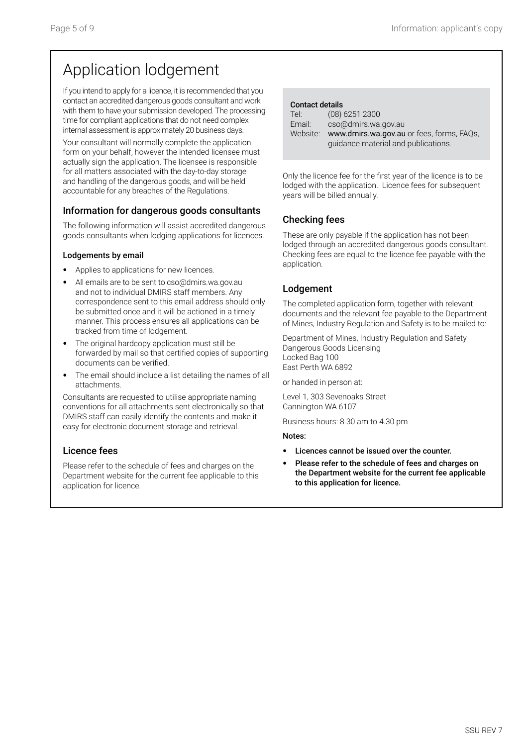# Application lodgement

If you intend to apply for a licence, it is recommended that you contact an accredited dangerous goods consultant and work with them to have your submission developed. The processing time for compliant applications that do not need complex internal assessment is approximately 20 business days.

Your consultant will normally complete the application form on your behalf, however the intended licensee must actually sign the application. The licensee is responsible for all matters associated with the day-to-day storage and handling of the dangerous goods, and will be held accountable for any breaches of the Regulations.

## Information for dangerous goods consultants

The following information will assist accredited dangerous goods consultants when lodging applications for licences.

### Lodgements by email

- Applies to applications for new licences.
- All emails are to be sent to cso@dmirs.wa.gov.au and not to individual DMIRS staff members. Any correspondence sent to this email address should only be submitted once and it will be actioned in a timely manner. This process ensures all applications can be tracked from time of lodgement.
- The original hardcopy application must still be forwarded by mail so that certified copies of supporting documents can be verified.
- The email should include a list detailing the names of all attachments.

Consultants are requested to utilise appropriate naming conventions for all attachments sent electronically so that DMIRS staff can easily identify the contents and make it easy for electronic document storage and retrieval.

## Licence fees

Please refer to the schedule of fees and charges on the Department website for the current fee applicable to this application for licence.

**Contact details**

Tel: (08) 6251 2300
Email: cso@dmirs.wa.gov.au
Website: **www.dmirs.wa.gov.au** or fees, forms, FAQs, guidance material and publications.

Only the licence fee for the first year of the licence is to be lodged with the application. Licence fees for subsequent years will be billed annually.

## Checking fees

These are only payable if the application has not been lodged through an accredited dangerous goods consultant. Checking fees are equal to the licence fee payable with the application.

## Lodgement

The completed application form, together with relevant documents and the relevant fee payable to the Department of Mines, Industry Regulation and Safety is to be mailed to:

Department of Mines, Industry Regulation and Safety
Dangerous Goods Licensing
Locked Bag 100
East Perth WA 6892

or handed in person at:

Level 1, 303 Sevenoaks Street
Cannington WA 6107

Business hours: 8.30 am to 4.30 pm

**Notes:**

- **Licences cannot be issued over the counter.**
- **Please refer to the schedule of fees and charges on the Department website for the current fee applicable to this application for licence.**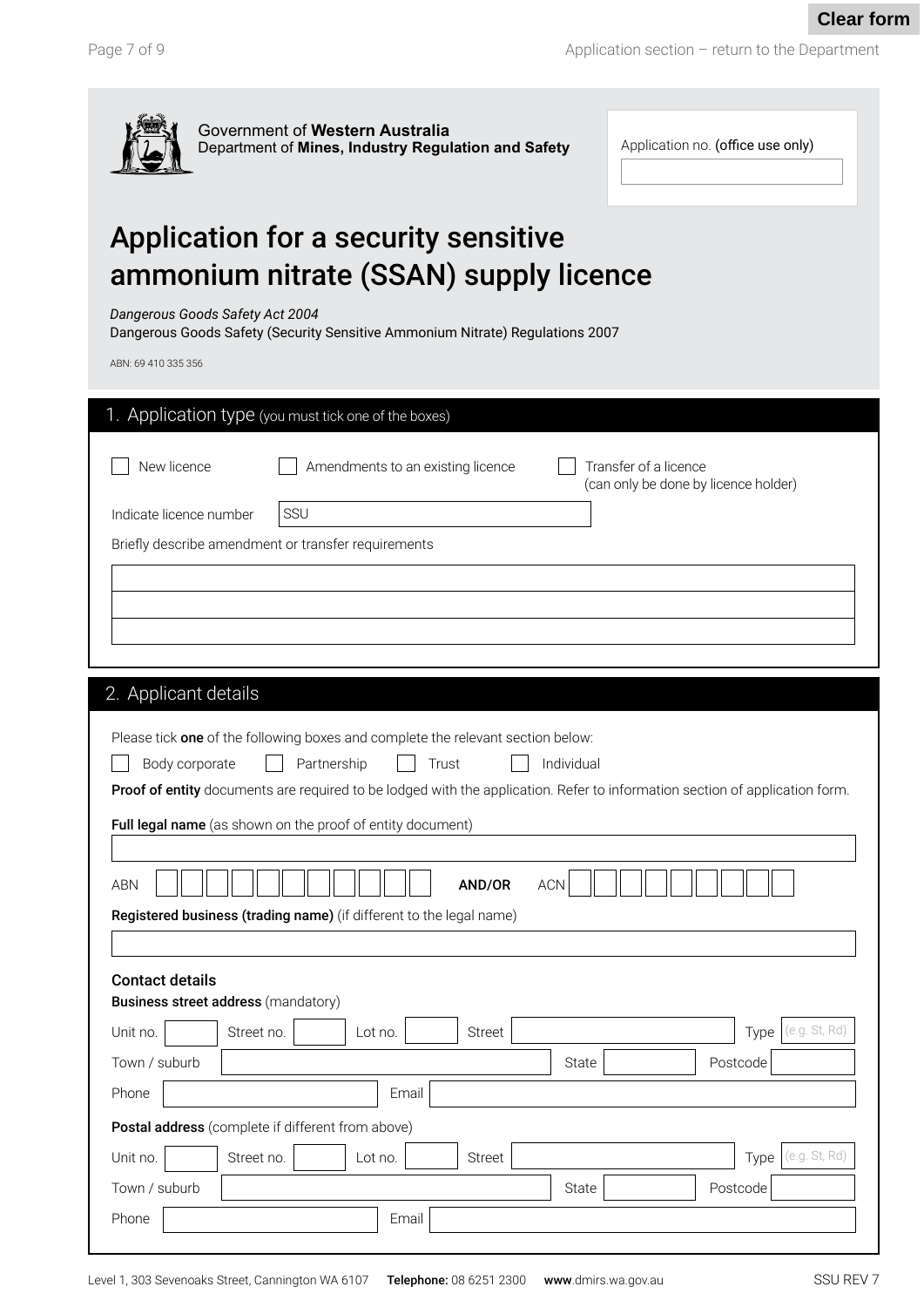Government of **Western Australia**
Department of **Mines, Industry Regulation and Safety**

Application no. (office use only)

# Application for a security sensitive ammonium nitrate (SSAN) supply licence

*Dangerous Goods Safety Act 2004*
Dangerous Goods Safety (Security Sensitive Ammonium Nitrate) Regulations 2007

ABN: 69 410 335 356

## 1. Application type (you must tick one of the boxes)

☐ New licence ☐ Amendments to an existing licence ☐ Transfer of a licence (can only be done by licence holder)

Indicate licence number SSU

Briefly describe amendment or transfer requirements

## 2. Applicant details

Please tick **one** of the following boxes and complete the relevant section below:

☐ Body corporate ☐ Partnership ☐ Trust ☐ Individual

**Proof of entity** documents are required to be lodged with the application. Refer to information section of application form.

**Full legal name** (as shown on the proof of entity document)

ABN **AND/OR** ACN

**Registered business (trading name)** (if different to the legal name)

### Contact details

**Business street address** (mandatory)

Unit no. Street no. Lot no. Street Type (e.g. St, Rd)

Town / suburb State Postcode

Phone Email

**Postal address** (complete if different from above)

Unit no. Street no. Lot no. Street Type (e.g. St, Rd)

Town / suburb State Postcode

Phone Email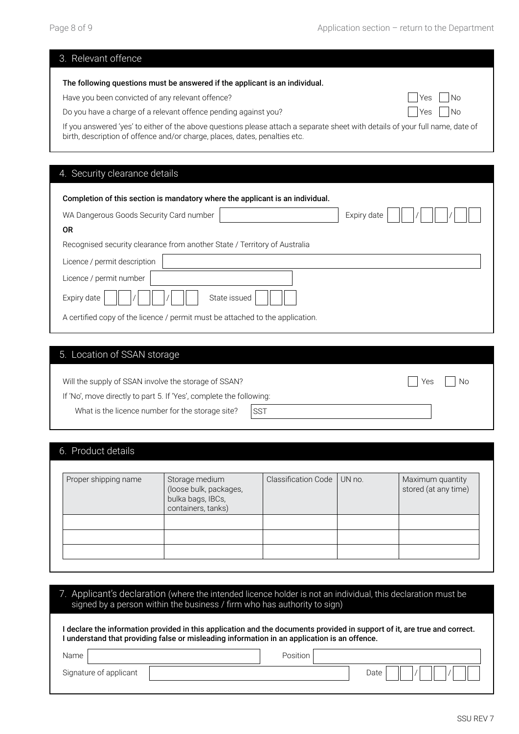## 3. Relevant offence

**The following questions must be answered if the applicant is an individual.**

Have you been convicted of any relevant offence? ☐ Yes ☐ No

Do you have a charge of a relevant offence pending against you? ☐ Yes ☐ No

If you answered 'yes' to either of the above questions please attach a separate sheet with details of your full name, date of birth, description of offence and/or charge, places, dates, penalties etc.

## 4. Security clearance details

**Completion of this section is mandatory where the applicant is an individual.**

WA Dangerous Goods Security Card number ______________ Expiry date __ __ / __ __ / __ __

**OR**

Recognised security clearance from another State / Territory of Australia

Licence / permit description ______________

Licence / permit number ______________

Expiry date __ __ / __ __ / __ __ State issued __ __ __

A certified copy of the licence / permit must be attached to the application.

## 5. Location of SSAN storage

Will the supply of SSAN involve the storage of SSAN? ☐ Yes ☐ No

If 'No', move directly to part 5. If 'Yes', complete the following:

What is the licence number for the storage site? SST ______________

## 6. Product details

| Proper shipping name | Storage medium (loose bulk, packages, bulka bags, IBCs, containers, tanks) | Classification Code | UN no. | Maximum quantity stored (at any time) |
|---|---|---|---|---|
| | | | | |
| | | | | |
| | | | | |

## 7. Applicant's declaration (where the intended licence holder is not an individual, this declaration must be signed by a person within the business / firm who has authority to sign)

**I declare the information provided in this application and the documents provided in support of it, are true and correct. I understand that providing false or misleading information in an application is an offence.**

Name ______________ Position ______________

Signature of applicant ______________ Date __ __ / __ __ / __ __

SSU REV 7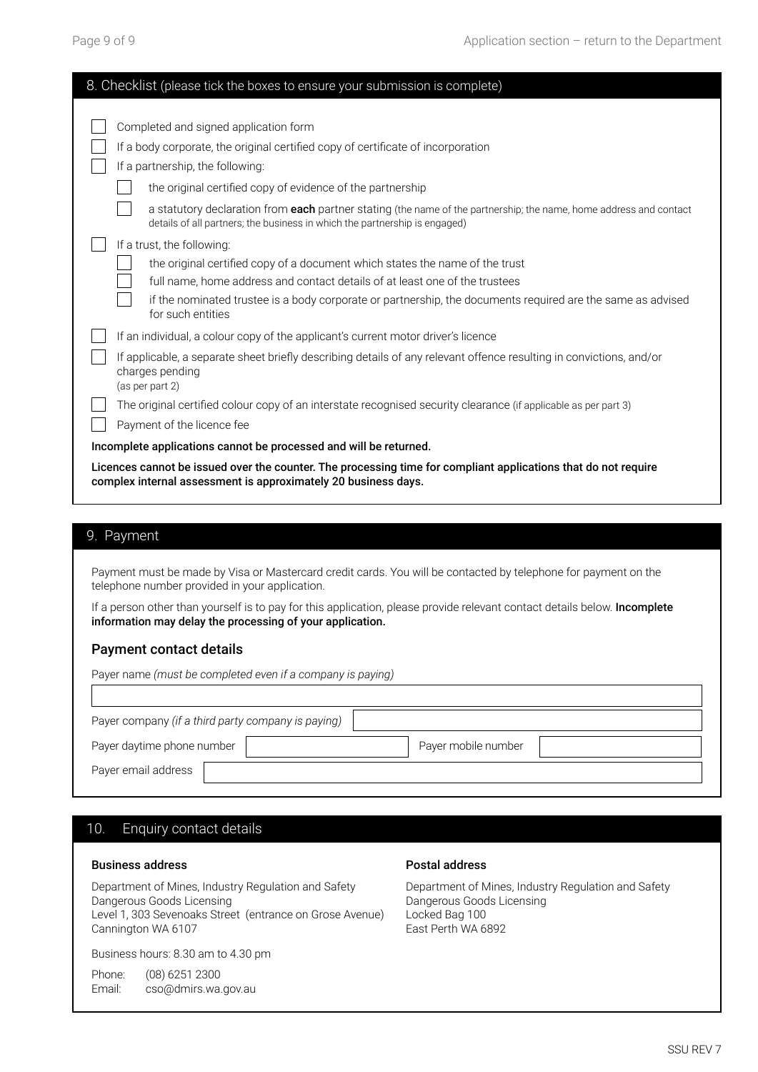## 8. Checklist (please tick the boxes to ensure your submission is complete)

- [ ] Completed and signed application form
- [ ] If a body corporate, the original certified copy of certificate of incorporation
- [ ] If a partnership, the following:
  - [ ] the original certified copy of evidence of the partnership
  - [ ] a statutory declaration from **each** partner stating (the name of the partnership; the name, home address and contact details of all partners; the business in which the partnership is engaged)
- [ ] If a trust, the following:
  - [ ] the original certified copy of a document which states the name of the trust
  - [ ] full name, home address and contact details of at least one of the trustees
  - [ ] if the nominated trustee is a body corporate or partnership, the documents required are the same as advised for such entities
- [ ] If an individual, a colour copy of the applicant's current motor driver's licence
- [ ] If applicable, a separate sheet briefly describing details of any relevant offence resulting in convictions, and/or charges pending (as per part 2)
- [ ] The original certified colour copy of an interstate recognised security clearance (if applicable as per part 3)
- [ ] Payment of the licence fee

**Incomplete applications cannot be processed and will be returned.**

**Licences cannot be issued over the counter. The processing time for compliant applications that do not require complex internal assessment is approximately 20 business days.**

## 9. Payment

Payment must be made by Visa or Mastercard credit cards. You will be contacted by telephone for payment on the telephone number provided in your application.

If a person other than yourself is to pay for this application, please provide relevant contact details below. **Incomplete information may delay the processing of your application.**

### Payment contact details

Payer name *(must be completed even if a company is paying)*

Payer company *(if a third party company is paying)*

Payer daytime phone number

Payer mobile number

Payer email address

## 10. Enquiry contact details

**Business address**

Department of Mines, Industry Regulation and Safety
Dangerous Goods Licensing
Level 1, 303 Sevenoaks Street (entrance on Grose Avenue)
Cannington WA 6107

Business hours: 8.30 am to 4.30 pm

Phone: (08) 6251 2300
Email: cso@dmirs.wa.gov.au

**Postal address**

Department of Mines, Industry Regulation and Safety
Dangerous Goods Licensing
Locked Bag 100
East Perth WA 6892

SSU REV 7